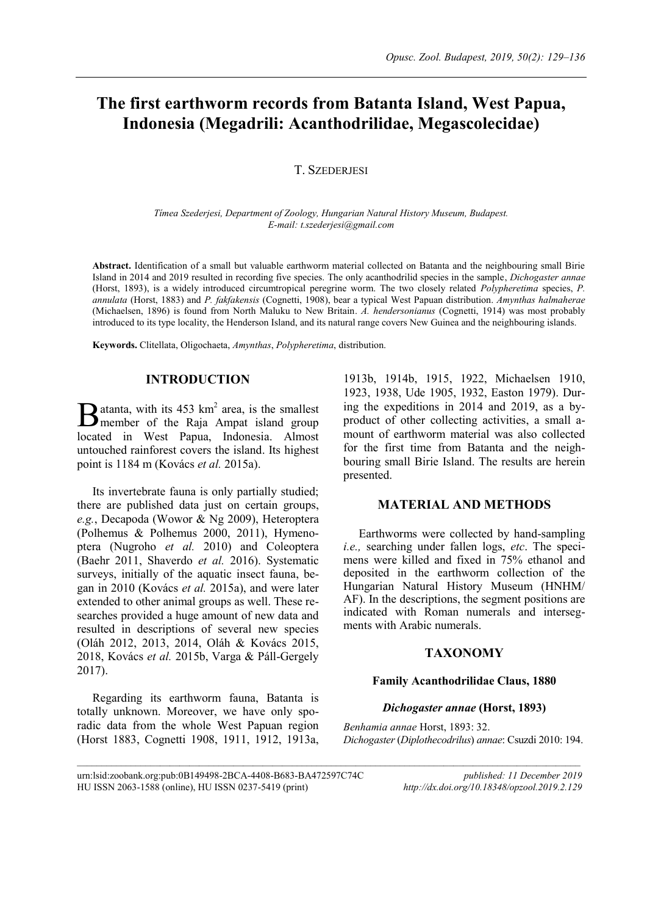# The first earthworm records from Batanta Island, West Papua, Indonesia (Megadrili: Acanthodrilidae, Megascolecidae)

T. Szederjesi

*Tímea Szederjesi, Department of Zoology, Hungarian Natural History Museum, Budapest. E-mail: t.szederjesi@gmail.com*

**Abstract.** Identification of a small but valuable earthworm material collected on Batanta and the neighbouring small Birie Island in 2014 and 2019 resulted in recording five species. The only acanthodrilid species in the sample, *Dichogaster annae* (Horst, 1893), is a widely introduced circumtropical peregrine worm. The two closely related *Polypheretima* species, *P. annulata* (Horst, 1883) and *P. fakfakensis* (Cognetti, 1908), bear a typical West Papuan distribution. *Amynthas halmaherae* (Michaelsen, 1896) is found from North Maluku to New Britain. *A. hendersonianus* (Cognetti, 1914) was most probably introduced to its type locality, the Henderson Island, and its natural range covers New Guinea and the neighbouring islands.

**Keywords.** Clitellata, Oligochaeta, *Amynthas*, *Polypheretima*, distribution.

## INTRODUCTION

Batanta, with its 453 km$^2$ area, is the smallest member of the Raja Ampat island group located in West Papua, Indonesia. Almost untouched rainforest covers the island. Its highest point is 1184 m (Kovács *et al.* 2015a).

Its invertebrate fauna is only partially studied; there are published data just on certain groups, *e.g.*, Decapoda (Wowor & Ng 2009), Heteroptera (Polhemus & Polhemus 2000, 2011), Hymenoptera (Nugroho *et al.* 2010) and Coleoptera (Baehr 2011, Shaverdo *et al.* 2016). Systematic surveys, initially of the aquatic insect fauna, began in 2010 (Kovács *et al.* 2015a), and were later extended to other animal groups as well. These researches provided a huge amount of new data and resulted in descriptions of several new species (Oláh 2012, 2013, 2014, Oláh & Kovács 2015, 2018, Kovács *et al.* 2015b, Varga & Páll-Gergely 2017).

Regarding its earthworm fauna, Batanta is totally unknown. Moreover, we have only sporadic data from the whole West Papuan region (Horst 1883, Cognetti 1908, 1911, 1912, 1913a, 1913b, 1914b, 1915, 1922, Michaelsen 1910, 1923, 1938, Ude 1905, 1932, Easton 1979). During the expeditions in 2014 and 2019, as a by-product of other collecting activities, a small amount of earthworm material was also collected for the first time from Batanta and the neighbouring small Birie Island. The results are herein presented.

## MATERIAL AND METHODS

Earthworms were collected by hand-sampling *i.e.,* searching under fallen logs, *etc*. The specimens were killed and fixed in 75% ethanol and deposited in the earthworm collection of the Hungarian Natural History Museum (HNHM/AF). In the descriptions, the segment positions are indicated with Roman numerals and intersegments with Arabic numerals.

## TAXONOMY

### Family Acanthodrilidae Claus, 1880

### *Dichogaster annae* (Horst, 1893)

*Benhamia annae* Horst, 1893: 32.
*Dichogaster* (*Diplothecodrilus*) *annae*: Csuzdi 2010: 194.

urn:lsid:zoobank.org:pub:0B149498-2BCA-4408-B683-BA472597C74C — published: 11 December 2019
HU ISSN 2063-1588 (online), HU ISSN 0237-5419 (print) — http://dx.doi.org/10.18348/opzool.2019.2.129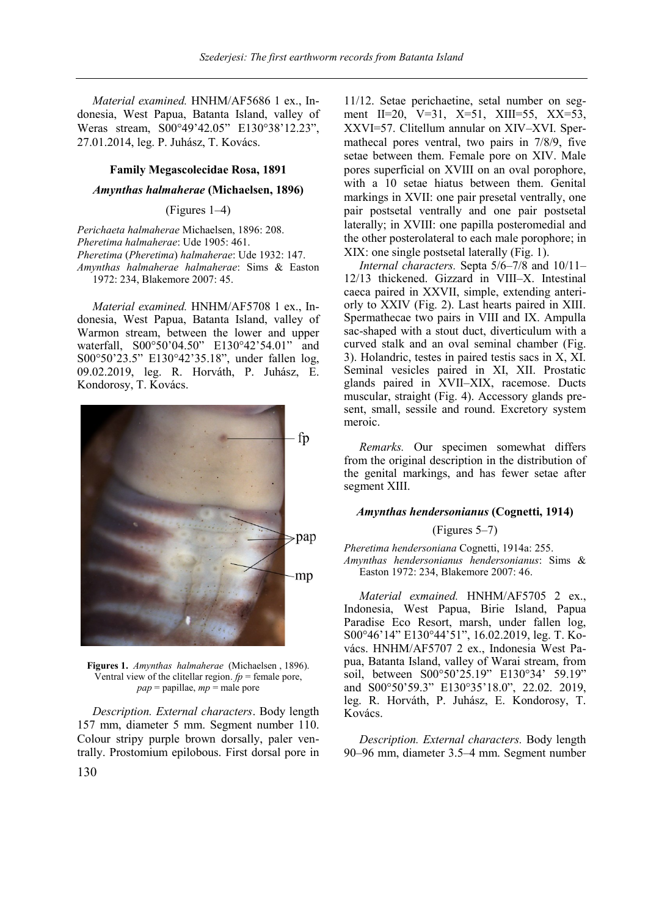*Material examined.* HNHM/AF5686 1 ex., Indonesia, West Papua, Batanta Island, valley of Weras stream, S00°49'42.05" E130°38'12.23", 27.01.2014, leg. P. Juhász, T. Kovács.

### Family Megascolecidae Rosa, 1891

### *Amynthas halmaherae* (Michaelsen, 1896)

(Figures 1–4)

*Perichaeta halmaherae* Michaelsen, 1896: 208.
*Pheretima halmaherae*: Ude 1905: 461.
*Pheretima* (*Pheretima*) *halmaherae*: Ude 1932: 147.
*Amynthas halmaherae halmaherae*: Sims & Easton 1972: 234, Blakemore 2007: 45.

*Material examined.* HNHM/AF5708 1 ex., Indonesia, West Papua, Batanta Island, valley of Warmon stream, between the lower and upper waterfall, S00°50'04.50" E130°42'54.01" and S00°50'23.5" E130°42'35.18", under fallen log, 09.02.2019, leg. R. Horváth, P. Juhász, E. Kondorosy, T. Kovács.

**Figures 1.** *Amynthas halmaherae* (Michaelsen , 1896). Ventral view of the clitellar region. *fp* = female pore, *pap* = papillae, *mp* = male pore

*Description. External characters*. Body length 157 mm, diameter 5 mm. Segment number 110. Colour stripy purple brown dorsally, paler ventrally. Prostomium epilobous. First dorsal pore in 11/12. Setae perichaetine, setal number on segment II=20, V=31, X=51, XIII=55, XX=53, XXVI=57. Clitellum annular on XIV–XVI. Spermathecal pores ventral, two pairs in 7/8/9, five setae between them. Female pore on XIV. Male pores superficial on XVIII on an oval porophore, with a 10 setae hiatus between them. Genital markings in XVII: one pair presetal ventrally, one pair postsetal ventrally and one pair postsetal laterally; in XVIII: one papilla posteromedial and the other posterolateral to each male porophore; in XIX: one single postsetal laterally (Fig. 1).

*Internal characters.* Septa 5/6–7/8 and 10/11–12/13 thickened. Gizzard in VIII–X. Intestinal caeca paired in XXVII, simple, extending anteriorly to XXIV (Fig. 2). Last hearts paired in XIII. Spermathecae two pairs in VIII and IX. Ampulla sac-shaped with a stout duct, diverticulum with a curved stalk and an oval seminal chamber (Fig. 3). Holandric, testes in paired testis sacs in X, XI. Seminal vesicles paired in XI, XII. Prostatic glands paired in XVII–XIX, racemose. Ducts muscular, straight (Fig. 4). Accessory glands present, small, sessile and round. Excretory system meroic.

*Remarks.* Our specimen somewhat differs from the original description in the distribution of the genital markings, and has fewer setae after segment XIII.

### *Amynthas hendersonianus* (Cognetti, 1914)

(Figures 5–7)

*Pheretima hendersoniana* Cognetti, 1914a: 255.
*Amynthas hendersonianus hendersonianus*: Sims & Easton 1972: 234, Blakemore 2007: 46.

*Material exmained.* HNHM/AF5705 2 ex., Indonesia, West Papua, Birie Island, Papua Paradise Eco Resort, marsh, under fallen log, S00°46'14" E130°44'51", 16.02.2019, leg. T. Kovács. HNHM/AF5707 2 ex., Indonesia West Papua, Batanta Island, valley of Warai stream, from soil, between S00°50'25.19" E130°34' 59.19" and S00°50'59.3" E130°35'18.0", 22.02. 2019, leg. R. Horváth, P. Juhász, E. Kondorosy, T. Kovács.

*Description. External characters.* Body length 90–96 mm, diameter 3.5–4 mm. Segment number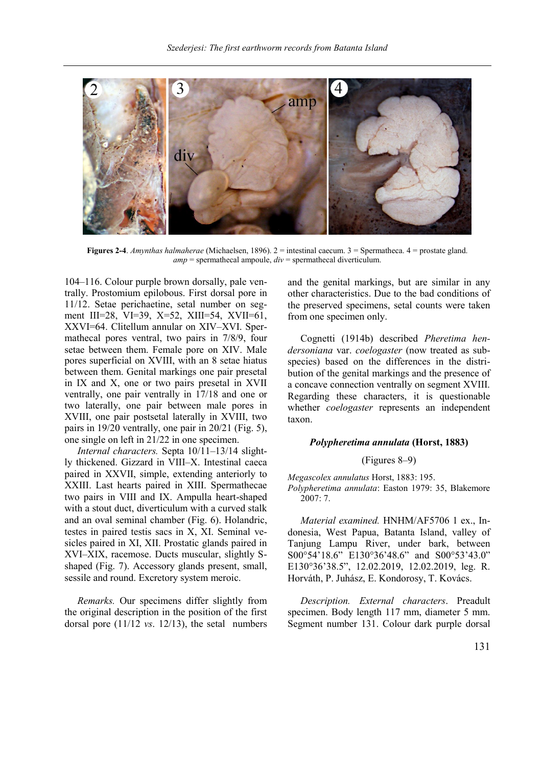**Figures 2-4**. *Amynthas halmaherae* (Michaelsen, 1896). 2 = intestinal caecum. 3 = Spermatheca. 4 = prostate gland. *amp* = spermathecal ampoule, *div* = spermathecal diverticulum.

104–116. Colour purple brown dorsally, pale ventrally. Prostomium epilobous. First dorsal pore in 11/12. Setae perichaetine, setal number on segment III=28, VI=39, X=52, XIII=54, XVII=61, XXVI=64. Clitellum annular on XIV–XVI. Spermathecal pores ventral, two pairs in 7/8/9, four setae between them. Female pore on XIV. Male pores superficial on XVIII, with an 8 setae hiatus between them. Genital markings one pair presetal in IX and X, one or two pairs presetal in XVII ventrally, one pair ventrally in 17/18 and one or two laterally, one pair between male pores in XVIII, one pair postsetal laterally in XVIII, two pairs in 19/20 ventrally, one pair in 20/21 (Fig. 5), one single on left in 21/22 in one specimen.

*Internal characters.* Septa 10/11–13/14 slightly thickened. Gizzard in VIII–X. Intestinal caeca paired in XXVII, simple, extending anteriorly to XXIII. Last hearts paired in XIII. Spermathecae two pairs in VIII and IX. Ampulla heart-shaped with a stout duct, diverticulum with a curved stalk and an oval seminal chamber (Fig. 6). Holandric, testes in paired testis sacs in X, XI. Seminal vesicles paired in XI, XII. Prostatic glands paired in XVI–XIX, racemose. Ducts muscular, slightly S-shaped (Fig. 7). Accessory glands present, small, sessile and round. Excretory system meroic.

*Remarks.* Our specimens differ slightly from the original description in the position of the first dorsal pore (11/12 *vs*. 12/13), the setal numbers and the genital markings, but are similar in any other characteristics. Due to the bad conditions of the preserved specimens, setal counts were taken from one specimen only.

Cognetti (1914b) described *Pheretima hendersoniana* var. *coelogaster* (now treated as subspecies) based on the differences in the distribution of the genital markings and the presence of a concave connection ventrally on segment XVIII. Regarding these characters, it is questionable whether *coelogaster* represents an independent taxon.

### *Polypheretima annulata* (Horst, 1883)

(Figures 8–9)

*Megascolex annulatus* Horst, 1883: 195.
*Polypheretima annulata*: Easton 1979: 35, Blakemore 2007: 7.

*Material examined.* HNHM/AF5706 1 ex., Indonesia, West Papua, Batanta Island, valley of Tanjung Lampu River, under bark, between S00°54'18.6" E130°36'48.6" and S00°53'43.0" E130°36'38.5", 12.02.2019, 12.02.2019, leg. R. Horváth, P. Juhász, E. Kondorosy, T. Kovács.

*Description. External characters*. Preadult specimen. Body length 117 mm, diameter 5 mm. Segment number 131. Colour dark purple dorsal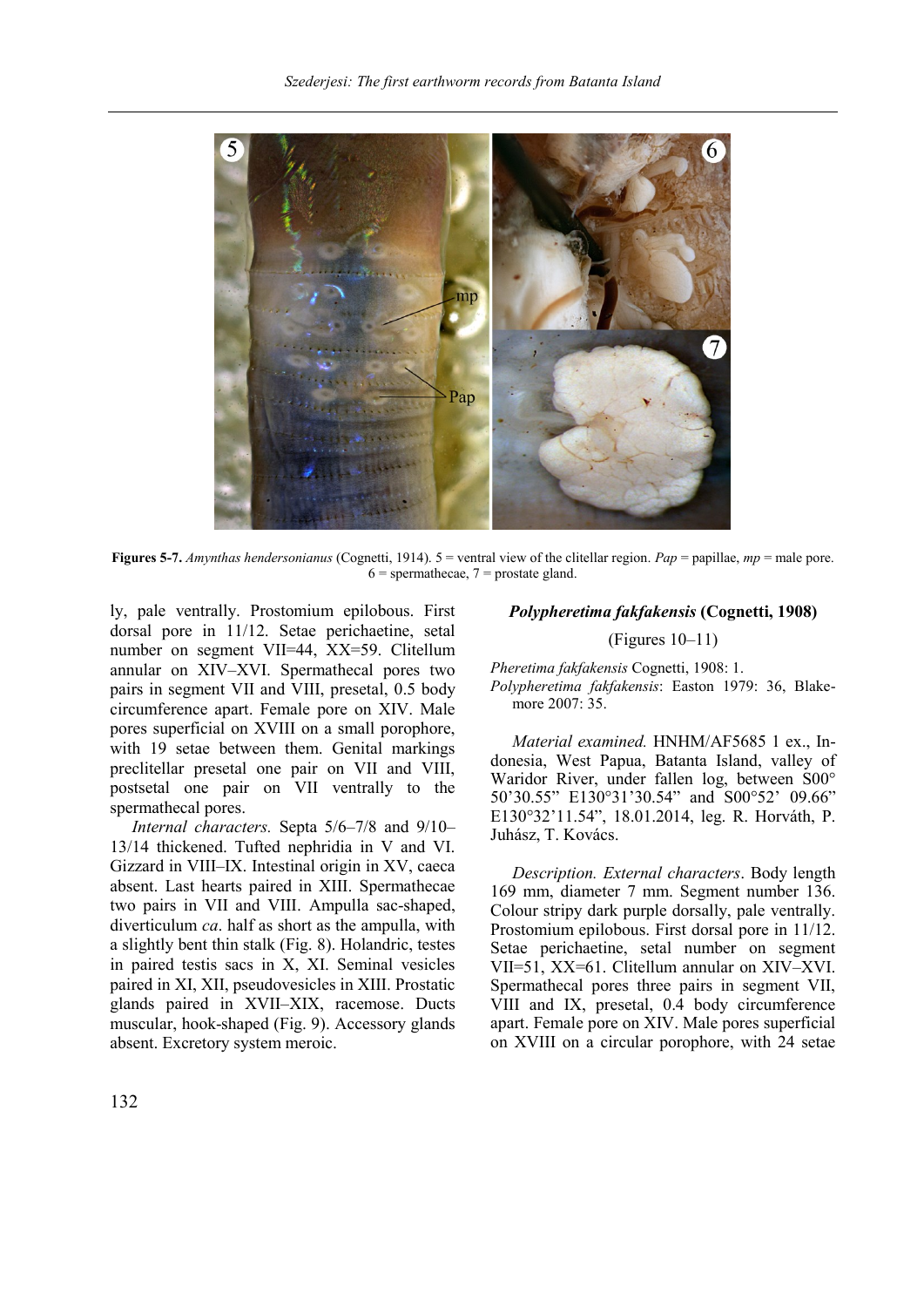**Figures 5-7.** *Amynthas hendersonianus* (Cognetti, 1914). 5 = ventral view of the clitellar region. *Pap* = papillae, *mp* = male pore. 6 = spermathecae, 7 = prostate gland.

ly, pale ventrally. Prostomium epilobous. First dorsal pore in 11/12. Setae perichaetine, setal number on segment VII=44, XX=59. Clitellum annular on XIV–XVI. Spermathecal pores two pairs in segment VII and VIII, presetal, 0.5 body circumference apart. Female pore on XIV. Male pores superficial on XVIII on a small porophore, with 19 setae between them. Genital markings preclitellar presetal one pair on VII and VIII, postsetal one pair on VII ventrally to the spermathecal pores.

*Internal characters.* Septa 5/6–7/8 and 9/10–13/14 thickened. Tufted nephridia in V and VI. Gizzard in VIII–IX. Intestinal origin in XV, caeca absent. Last hearts paired in XIII. Spermathecae two pairs in VII and VIII. Ampulla sac-shaped, diverticulum *ca*. half as short as the ampulla, with a slightly bent thin stalk (Fig. 8). Holandric, testes in paired testis sacs in X, XI. Seminal vesicles paired in XI, XII, pseudovesicles in XIII. Prostatic glands paired in XVII–XIX, racemose. Ducts muscular, hook-shaped (Fig. 9). Accessory glands absent. Excretory system meroic.

### *Polypheretima fakfakensis* (Cognetti, 1908)

(Figures 10–11)

*Pheretima fakfakensis* Cognetti, 1908: 1.
*Polypheretima fakfakensis*: Easton 1979: 36, Blakemore 2007: 35.

*Material examined.* HNHM/AF5685 1 ex., Indonesia, West Papua, Batanta Island, valley of Waridor River, under fallen log, between S00° 50'30.55" E130°31'30.54" and S00°52' 09.66" E130°32'11.54", 18.01.2014, leg. R. Horváth, P. Juhász, T. Kovács.

*Description. External characters*. Body length 169 mm, diameter 7 mm. Segment number 136. Colour stripy dark purple dorsally, pale ventrally. Prostomium epilobous. First dorsal pore in 11/12. Setae perichaetine, setal number on segment VII=51, XX=61. Clitellum annular on XIV–XVI. Spermathecal pores three pairs in segment VII, VIII and IX, presetal, 0.4 body circumference apart. Female pore on XIV. Male pores superficial on XVIII on a circular porophore, with 24 setae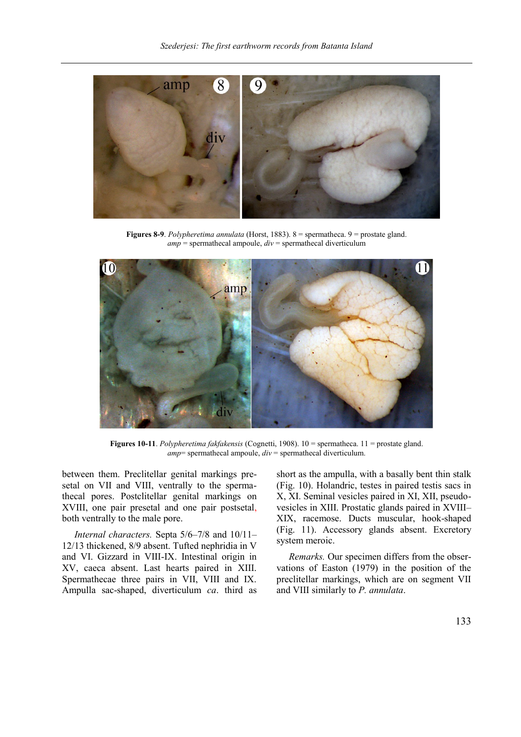**Figures 8-9**. *Polypheretima annulata* (Horst, 1883). 8 = spermatheca. 9 = prostate gland. *amp* = spermathecal ampoule, *div* = spermathecal diverticulum

**Figures 10-11**. *Polypheretima fakfakensis* (Cognetti, 1908). 10 = spermatheca. 11 = prostate gland. *amp*= spermathecal ampoule, *div* = spermathecal diverticulum.

between them. Preclitellar genital markings presetal on VII and VIII, ventrally to the spermathecal pores. Postclitellar genital markings on XVIII, one pair presetal and one pair postsetal, both ventrally to the male pore.

*Internal characters.* Septa 5/6–7/8 and 10/11–12/13 thickened, 8/9 absent. Tufted nephridia in V and VI. Gizzard in VIII-IX. Intestinal origin in XV, caeca absent. Last hearts paired in XIII. Spermathecae three pairs in VII, VIII and IX. Ampulla sac-shaped, diverticulum *ca*. third as short as the ampulla, with a basally bent thin stalk (Fig. 10). Holandric, testes in paired testis sacs in X, XI. Seminal vesicles paired in XI, XII, pseudovesicles in XIII. Prostatic glands paired in XVIII–XIX, racemose. Ducts muscular, hook-shaped (Fig. 11). Accessory glands absent. Excretory system meroic.

*Remarks.* Our specimen differs from the observations of Easton (1979) in the position of the preclitellar markings, which are on segment VII and VIII similarly to *P. annulata*.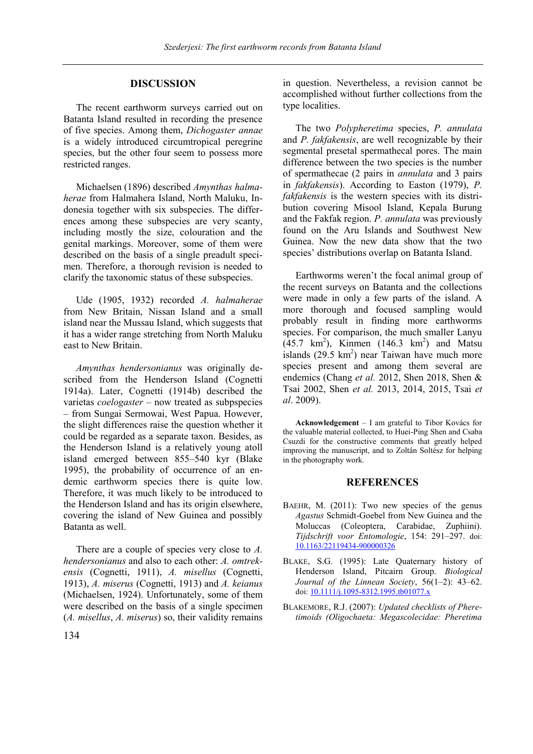## DISCUSSION

The recent earthworm surveys carried out on Batanta Island resulted in recording the presence of five species. Among them, *Dichogaster annae* is a widely introduced circumtropical peregrine species, but the other four seem to possess more restricted ranges.

Michaelsen (1896) described *Amynthas halmaherae* from Halmahera Island, North Maluku, Indonesia together with six subspecies. The differences among these subspecies are very scanty, including mostly the size, colouration and the genital markings. Moreover, some of them were described on the basis of a single preadult specimen. Therefore, a thorough revision is needed to clarify the taxonomic status of these subspecies.

Ude (1905, 1932) recorded *A. halmaherae* from New Britain, Nissan Island and a small island near the Mussau Island, which suggests that it has a wider range stretching from North Maluku east to New Britain.

*Amynthas hendersonianus* was originally described from the Henderson Island (Cognetti 1914a). Later, Cognetti (1914b) described the varietas *coelogaster* – now treated as subpspecies – from Sungai Sermowai, West Papua. However, the slight differences raise the question whether it could be regarded as a separate taxon. Besides, as the Henderson Island is a relatively young atoll island emerged between 855–540 kyr (Blake 1995), the probability of occurrence of an endemic earthworm species there is quite low. Therefore, it was much likely to be introduced to the Henderson Island and has its origin elsewhere, covering the island of New Guinea and possibly Batanta as well.

There are a couple of species very close to *A. hendersonianus* and also to each other: *A. omtrekensis* (Cognetti, 1911), *A. misellus* (Cognetti, 1913), *A. miserus* (Cognetti, 1913) and *A. keianus* (Michaelsen, 1924). Unfortunately, some of them were described on the basis of a single specimen (*A. misellus*, *A. miserus*) so, their validity remains in question. Nevertheless, a revision cannot be accomplished without further collections from the type localities.

The two *Polypheretima* species, *P. annulata* and *P. fakfakensis*, are well recognizable by their segmental presetal spermathecal pores. The main difference between the two species is the number of spermathecae (2 pairs in *annulata* and 3 pairs in *fakfakensis*). According to Easton (1979), *P. fakfakensis* is the western species with its distribution covering Misool Island, Kepala Burung and the Fakfak region. *P. annulata* was previously found on the Aru Islands and Southwest New Guinea. Now the new data show that the two species' distributions overlap on Batanta Island.

Earthworms weren't the focal animal group of the recent surveys on Batanta and the collections were made in only a few parts of the island. A more thorough and focused sampling would probably result in finding more earthworms species. For comparison, the much smaller Lanyu (45.7 $km^2$), Kinmen (146.3 $km^2$) and Matsu islands (29.5 $km^2$) near Taiwan have much more species present and among them several are endemics (Chang *et al.* 2012, Shen 2018, Shen & Tsai 2002, Shen *et al.* 2013, 2014, 2015, Tsai *et al*. 2009).

**Acknowledgement** – I am grateful to Tibor Kovács for the valuable material collected, to Huei-Ping Shen and Csaba Csuzdi for the constructive comments that greatly helped improving the manuscript, and to Zoltán Soltész for helping in the photography work.

## REFERENCES

BAEHR, M. (2011): Two new species of the genus *Agastus* Schmidt-Goebel from New Guinea and the Moluccas (Coleoptera, Carabidae, Zuphiini). *Tijdschrift voor Entomologie*, 154: 291–297. doi: 10.1163/22119434-900000326

BLAKE, S.G. (1995): Late Quaternary history of Henderson Island, Pitcairn Group. *Biological Journal of the Linnean Society*, 56(1–2): 43–62. doi: 10.1111/j.1095-8312.1995.tb01077.x

BLAKEMORE, R.J. (2007): *Updated checklists of Pheretimoids (Oligochaeta: Megascolecidae: Pheretima*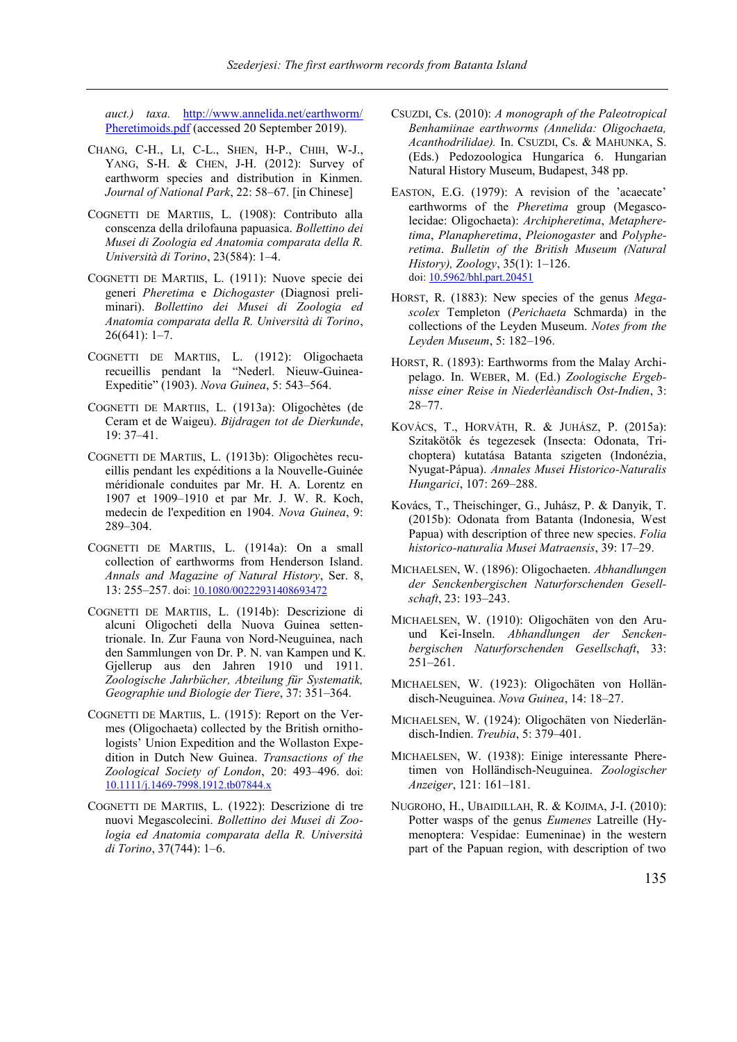auct.) *taxa.* http://www.annelida.net/earthworm/Pheretimoids.pdf (accessed 20 September 2019).

Chang, C-H., Li, C-L., Shen, H-P., Chih, W-J., Yang, S-H. & Chen, J-H. (2012): Survey of earthworm species and distribution in Kinmen. *Journal of National Park*, 22: 58–67. [in Chinese]

Cognetti de Martiis, L. (1908): Contributo alla conscenza della drilofauna papuasica. *Bollettino dei Musei di Zoologia ed Anatomia comparata della R. Università di Torino*, 23(584): 1–4.

Cognetti de Martiis, L. (1911): Nuove specie dei generi *Pheretima* e *Dichogaster* (Diagnosi preliminari). *Bollettino dei Musei di Zoologia ed Anatomia comparata della R. Università di Torino*, 26(641): 1–7.

Cognetti de Martiis, L. (1912): Oligochaeta recueillis pendant la "Nederl. Nieuw-Guinea-Expeditie" (1903). *Nova Guinea*, 5: 543–564.

Cognetti de Martiis, L. (1913a): Oligochètes (de Ceram et de Waigeu). *Bijdragen tot de Dierkunde*, 19: 37–41.

Cognetti de Martiis, L. (1913b): Oligochètes recueillis pendant les expéditions a la Nouvelle-Guinée méridionale conduites par Mr. H. A. Lorentz en 1907 et 1909–1910 et par Mr. J. W. R. Koch, medecin de l'expedition en 1904. *Nova Guinea*, 9: 289–304.

Cognetti de Martiis, L. (1914a): On a small collection of earthworms from Henderson Island. *Annals and Magazine of Natural History*, Ser. 8, 13: 255–257. doi: 10.1080/00222931408693472

Cognetti de Martiis, L. (1914b): Descrizione di alcuni Oligocheti della Nuova Guinea settentrionale. In. Zur Fauna von Nord-Neuguinea, nach den Sammlungen von Dr. P. N. van Kampen und K. Gjellerup aus den Jahren 1910 und 1911. *Zoologische Jahrbücher, Abteilung für Systematik, Geographie und Biologie der Tiere*, 37: 351–364.

Cognetti de Martiis, L. (1915): Report on the Vermes (Oligochaeta) collected by the British ornithologists' Union Expedition and the Wollaston Expedition in Dutch New Guinea. *Transactions of the Zoological Society of London*, 20: 493–496. doi: 10.1111/j.1469-7998.1912.tb07844.x

Cognetti de Martiis, L. (1922): Descrizione di tre nuovi Megascolecini. *Bollettino dei Musei di Zoologia ed Anatomia comparata della R. Università di Torino*, 37(744): 1–6.

Csuzdi, Cs. (2010): *A monograph of the Paleotropical Benhamiinae earthworms (Annelida: Oligochaeta, Acanthodrilidae).* In. Csuzdi, Cs. & Mahunka, S. (Eds.) Pedozoologica Hungarica 6. Hungarian Natural History Museum, Budapest, 348 pp.

Easton, E.G. (1979): A revision of the 'acaecate' earthworms of the *Pheretima* group (Megascolecidae: Oligochaeta): *Archipheretima*, *Metapheretima*, *Planapheretima*, *Pleionogaster* and *Polypheretima*. *Bulletin of the British Museum (Natural History), Zoology*, 35(1): 1–126. doi: 10.5962/bhl.part.20451

Horst, R. (1883): New species of the genus *Megascolex* Templeton (*Perichaeta* Schmarda) in the collections of the Leyden Museum. *Notes from the Leyden Museum*, 5: 182–196.

Horst, R. (1893): Earthworms from the Malay Archipelago. In. Weber, M. (Ed.) *Zoologische Ergebnisse einer Reise in Niederlèandisch Ost-Indien*, 3: 28–77.

Kovács, T., Horváth, R. & Juhász, P. (2015a): Szitakötők és tegezesek (Insecta: Odonata, Trichoptera) kutatása Batanta szigeten (Indonézia, Nyugat-Pápua). *Annales Musei Historico-Naturalis Hungarici*, 107: 269–288.

Kovács, T., Theischinger, G., Juhász, P. & Danyik, T. (2015b): Odonata from Batanta (Indonesia, West Papua) with description of three new species. *Folia historico-naturalia Musei Matraensis*, 39: 17–29.

Michaelsen, W. (1896): Oligochaeten. *Abhandlungen der Senckenbergischen Naturforschenden Gesellschaft*, 23: 193–243.

Michaelsen, W. (1910): Oligochäten von den Aru- und Kei-Inseln. *Abhandlungen der Senckenbergischen Naturforschenden Gesellschaft*, 33: 251–261.

Michaelsen, W. (1923): Oligochäten von Holländisch-Neuguinea. *Nova Guinea*, 14: 18–27.

Michaelsen, W. (1924): Oligochäten von Niederländisch-Indien. *Treubia*, 5: 379–401.

Michaelsen, W. (1938): Einige interessante Pheretimen von Holländisch-Neuguinea. *Zoologischer Anzeiger*, 121: 161–181.

Nugroho, H., Ubaidillah, R. & Kojima, J-I. (2010): Potter wasps of the genus *Eumenes* Latreille (Hymenoptera: Vespidae: Eumeninae) in the western part of the Papuan region, with description of two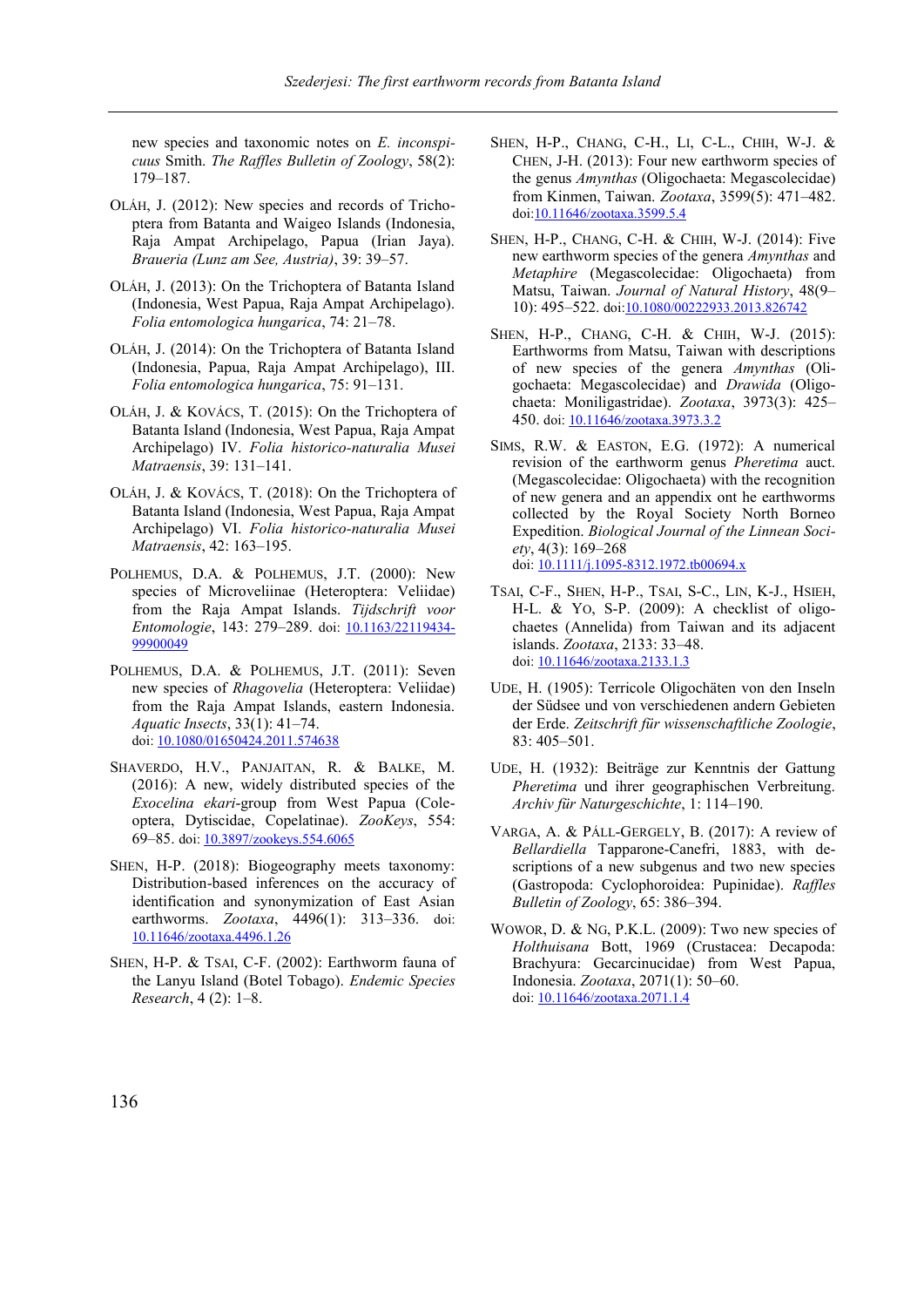new species and taxonomic notes on *E. inconspicuus* Smith. *The Raffles Bulletin of Zoology*, 58(2): 179–187.

Oláh, J. (2012): New species and records of Trichoptera from Batanta and Waigeo Islands (Indonesia, Raja Ampat Archipelago, Papua (Irian Jaya). *Braueria (Lunz am See, Austria)*, 39: 39–57.

Oláh, J. (2013): On the Trichoptera of Batanta Island (Indonesia, West Papua, Raja Ampat Archipelago). *Folia entomologica hungarica*, 74: 21–78.

Oláh, J. (2014): On the Trichoptera of Batanta Island (Indonesia, Papua, Raja Ampat Archipelago), III. *Folia entomologica hungarica*, 75: 91–131.

Oláh, J. & Kovács, T. (2015): On the Trichoptera of Batanta Island (Indonesia, West Papua, Raja Ampat Archipelago) IV. *Folia historico-naturalia Musei Matraensis*, 39: 131–141.

Oláh, J. & Kovács, T. (2018): On the Trichoptera of Batanta Island (Indonesia, West Papua, Raja Ampat Archipelago) VI. *Folia historico-naturalia Musei Matraensis*, 42: 163–195.

Polhemus, D.A. & Polhemus, J.T. (2000): New species of Microveliinae (Heteroptera: Veliidae) from the Raja Ampat Islands. *Tijdschrift voor Entomologie*, 143: 279–289. doi: 10.1163/22119434-99900049

Polhemus, D.A. & Polhemus, J.T. (2011): Seven new species of *Rhagovelia* (Heteroptera: Veliidae) from the Raja Ampat Islands, eastern Indonesia. *Aquatic Insects*, 33(1): 41–74. doi: 10.1080/01650424.2011.574638

Shaverdo, H.V., Panjaitan, R. & Balke, M. (2016): A new, widely distributed species of the *Exocelina ekari*-group from West Papua (Coleoptera, Dytiscidae, Copelatinae). *ZooKeys*, 554: 69–85. doi: 10.3897/zookeys.554.6065

Shen, H-P. (2018): Biogeography meets taxonomy: Distribution-based inferences on the accuracy of identification and synonymization of East Asian earthworms. *Zootaxa*, 4496(1): 313–336. doi: 10.11646/zootaxa.4496.1.26

Shen, H-P. & Tsai, C-F. (2002): Earthworm fauna of the Lanyu Island (Botel Tobago). *Endemic Species Research*, 4 (2): 1–8.

Shen, H-P., Chang, C-H., Li, C-L., Chih, W-J. & Chen, J-H. (2013): Four new earthworm species of the genus *Amynthas* (Oligochaeta: Megascolecidae) from Kinmen, Taiwan. *Zootaxa*, 3599(5): 471–482. doi:10.11646/zootaxa.3599.5.4

Shen, H-P., Chang, C-H. & Chih, W-J. (2014): Five new earthworm species of the genera *Amynthas* and *Metaphire* (Megascolecidae: Oligochaeta) from Matsu, Taiwan. *Journal of Natural History*, 48(9–10): 495–522. doi:10.1080/00222933.2013.826742

Shen, H-P., Chang, C-H. & Chih, W-J. (2015): Earthworms from Matsu, Taiwan with descriptions of new species of the genera *Amynthas* (Oligochaeta: Megascolecidae) and *Drawida* (Oligochaeta: Moniligastridae). *Zootaxa*, 3973(3): 425–450. doi: 10.11646/zootaxa.3973.3.2

Sims, R.W. & Easton, E.G. (1972): A numerical revision of the earthworm genus *Pheretima* auct. (Megascolecidae: Oligochaeta) with the recognition of new genera and an appendix ont he earthworms collected by the Royal Society North Borneo Expedition. *Biological Journal of the Linnean Society*, 4(3): 169–268 doi: 10.1111/j.1095-8312.1972.tb00694.x

Tsai, C-F., Shen, H-P., Tsai, S-C., Lin, K-J., Hsieh, H-L. & Yo, S-P. (2009): A checklist of oligochaetes (Annelida) from Taiwan and its adjacent islands. *Zootaxa*, 2133: 33–48. doi: 10.11646/zootaxa.2133.1.3

Ude, H. (1905): Terricole Oligochäten von den Inseln der Südsee und von verschiedenen andern Gebieten der Erde. *Zeitschrift für wissenschaftliche Zoologie*, 83: 405–501.

Ude, H. (1932): Beiträge zur Kenntnis der Gattung *Pheretima* und ihrer geographischen Verbreitung. *Archiv für Naturgeschichte*, 1: 114–190.

Varga, A. & Páll-Gergely, B. (2017): A review of *Bellardiella* Tapparone-Canefri, 1883, with descriptions of a new subgenus and two new species (Gastropoda: Cyclophoroidea: Pupinidae). *Raffles Bulletin of Zoology*, 65: 386–394.

Wowor, D. & Ng, P.K.L. (2009): Two new species of *Holthuisana* Bott, 1969 (Crustacea: Decapoda: Brachyura: Gecarcinucidae) from West Papua, Indonesia. *Zootaxa*, 2071(1): 50–60. doi: 10.11646/zootaxa.2071.1.4